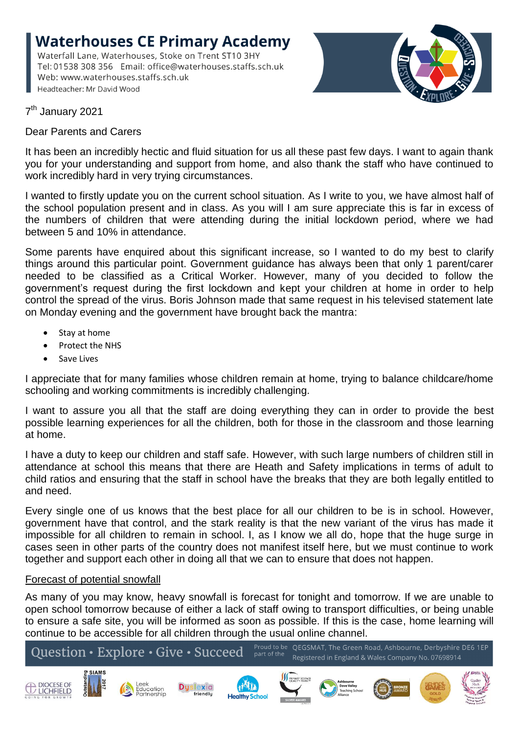# Waterhouses CE Primary Academy

Waterfall Lane, Waterhouses, Stoke on Trent ST10 3HY
Tel: 01538 308 356 Email: office@waterhouses.staffs.sch.uk
Web: www.waterhouses.staffs.sch.uk
Headteacher: Mr David Wood

7th January 2021

Dear Parents and Carers

It has been an incredibly hectic and fluid situation for us all these past few days. I want to again thank you for your understanding and support from home, and also thank the staff who have continued to work incredibly hard in very trying circumstances.

I wanted to firstly update you on the current school situation. As I write to you, we have almost half of the school population present and in class. As you will I am sure appreciate this is far in excess of the numbers of children that were attending during the initial lockdown period, where we had between 5 and 10% in attendance.

Some parents have enquired about this significant increase, so I wanted to do my best to clarify things around this particular point. Government guidance has always been that only 1 parent/carer needed to be classified as a Critical Worker. However, many of you decided to follow the government's request during the first lockdown and kept your children at home in order to help control the spread of the virus. Boris Johnson made that same request in his televised statement late on Monday evening and the government have brought back the mantra:

- Stay at home
- Protect the NHS
- Save Lives

I appreciate that for many families whose children remain at home, trying to balance childcare/home schooling and working commitments is incredibly challenging.

I want to assure you all that the staff are doing everything they can in order to provide the best possible learning experiences for all the children, both for those in the classroom and those learning at home.

I have a duty to keep our children and staff safe. However, with such large numbers of children still in attendance at school this means that there are Heath and Safety implications in terms of adult to child ratios and ensuring that the staff in school have the breaks that they are both legally entitled to and need.

Every single one of us knows that the best place for all our children to be is in school. However, government have that control, and the stark reality is that the new variant of the virus has made it impossible for all children to remain in school. I, as I know we all do, hope that the huge surge in cases seen in other parts of the country does not manifest itself here, but we must continue to work together and support each other in doing all that we can to ensure that does not happen.

Forecast of potential snowfall

As many of you may know, heavy snowfall is forecast for tonight and tomorrow. If we are unable to open school tomorrow because of either a lack of staff owing to transport difficulties, or being unable to ensure a safe site, you will be informed as soon as possible. If this is the case, home learning will continue to be accessible for all children through the usual online channel.

Question • Explore • Give • Succeed

Proud to be part of the QEGSMAT, The Green Road, Ashbourne, Derbyshire DE6 1EP
Registered in England & Wales Company No. 07698914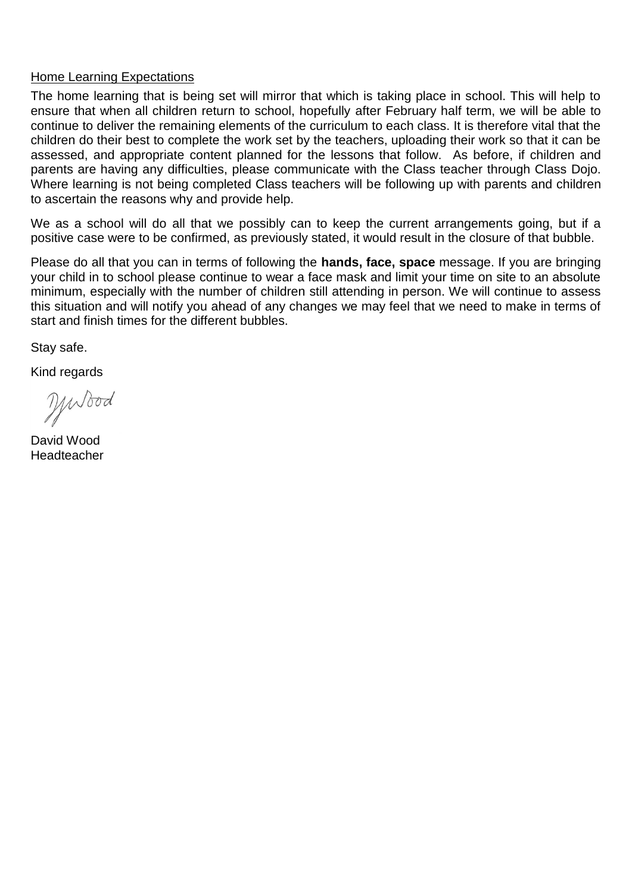Home Learning Expectations

The home learning that is being set will mirror that which is taking place in school. This will help to ensure that when all children return to school, hopefully after February half term, we will be able to continue to deliver the remaining elements of the curriculum to each class. It is therefore vital that the children do their best to complete the work set by the teachers, uploading their work so that it can be assessed, and appropriate content planned for the lessons that follow. As before, if children and parents are having any difficulties, please communicate with the Class teacher through Class Dojo. Where learning is not being completed Class teachers will be following up with parents and children to ascertain the reasons why and provide help.

We as a school will do all that we possibly can to keep the current arrangements going, but if a positive case were to be confirmed, as previously stated, it would result in the closure of that bubble.

Please do all that you can in terms of following the **hands, face, space** message. If you are bringing your child in to school please continue to wear a face mask and limit your time on site to an absolute minimum, especially with the number of children still attending in person. We will continue to assess this situation and will notify you ahead of any changes we may feel that we need to make in terms of start and finish times for the different bubbles.

Stay safe.

Kind regards

David Wood
Headteacher